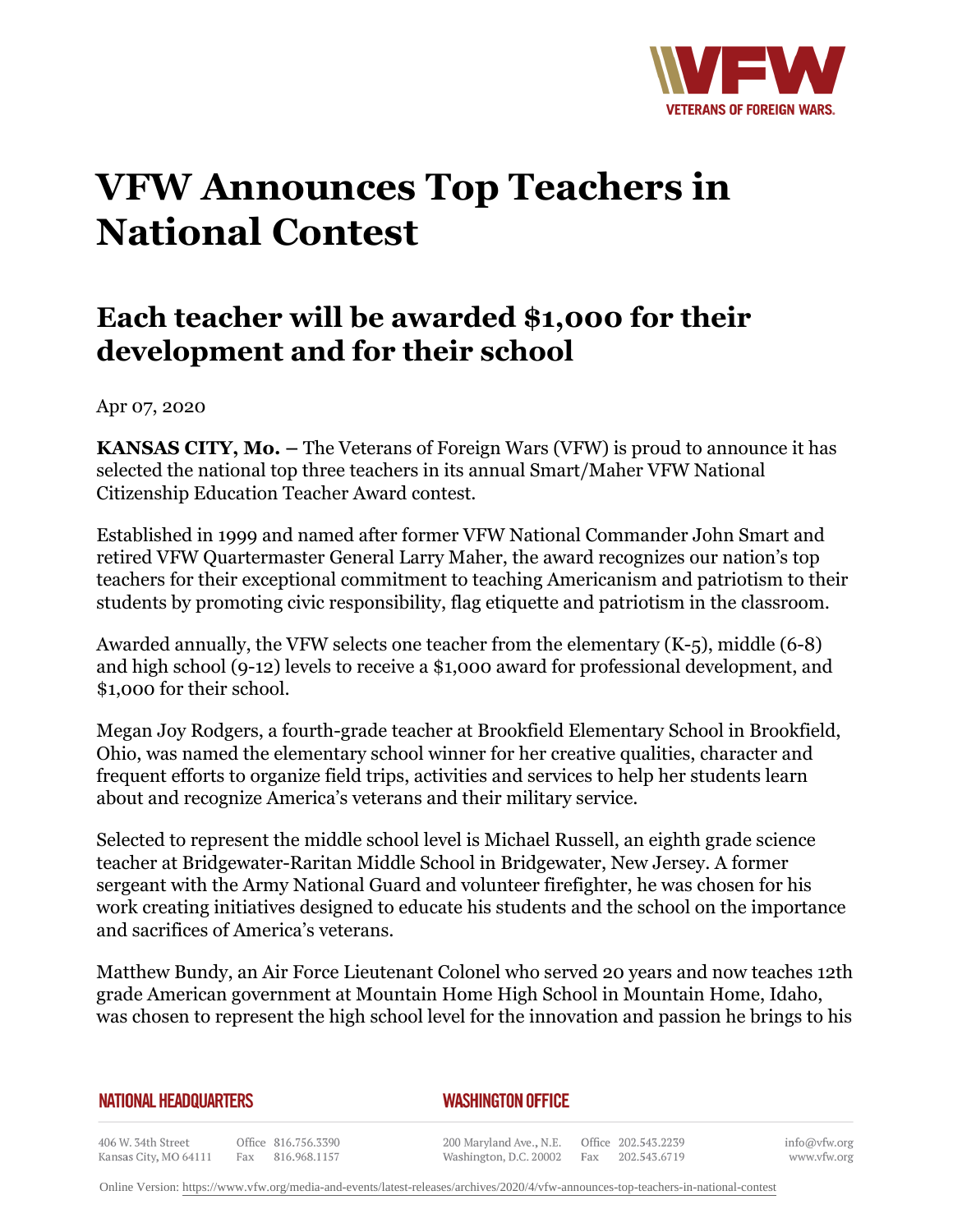# VFW Announces Top Teachers in National Contest

## Each teacher will be awarded $1,000 for their development and for their school

Apr 07, 2020

**KANSAS CITY, Mo.** – The Veterans of Foreign Wars (VFW) is proud to announce it has selected the national top three teachers in its annual Smart/Maher VFW National Citizenship Education Teacher Award contest.

Established in 1999 and named after former VFW National Commander John Smart and retired VFW Quartermaster General Larry Maher, the award recognizes our nation's top teachers for their exceptional commitment to teaching Americanism and patriotism to their students by promoting civic responsibility, flag etiquette and patriotism in the classroom.

Awarded annually, the VFW selects one teacher from the elementary (K-5), middle (6-8) and high school (9-12) levels to receive a $1,000 award for professional development, and $1,000 for their school.

Megan Joy Rodgers, a fourth-grade teacher at Brookfield Elementary School in Brookfield, Ohio, was named the elementary school winner for her creative qualities, character and frequent efforts to organize field trips, activities and services to help her students learn about and recognize America's veterans and their military service.

Selected to represent the middle school level is Michael Russell, an eighth grade science teacher at Bridgewater-Raritan Middle School in Bridgewater, New Jersey. A former sergeant with the Army National Guard and volunteer firefighter, he was chosen for his work creating initiatives designed to educate his students and the school on the importance and sacrifices of America's veterans.

Matthew Bundy, an Air Force Lieutenant Colonel who served 20 years and now teaches 12th grade American government at Mountain Home High School in Mountain Home, Idaho, was chosen to represent the high school level for the innovation and passion he brings to his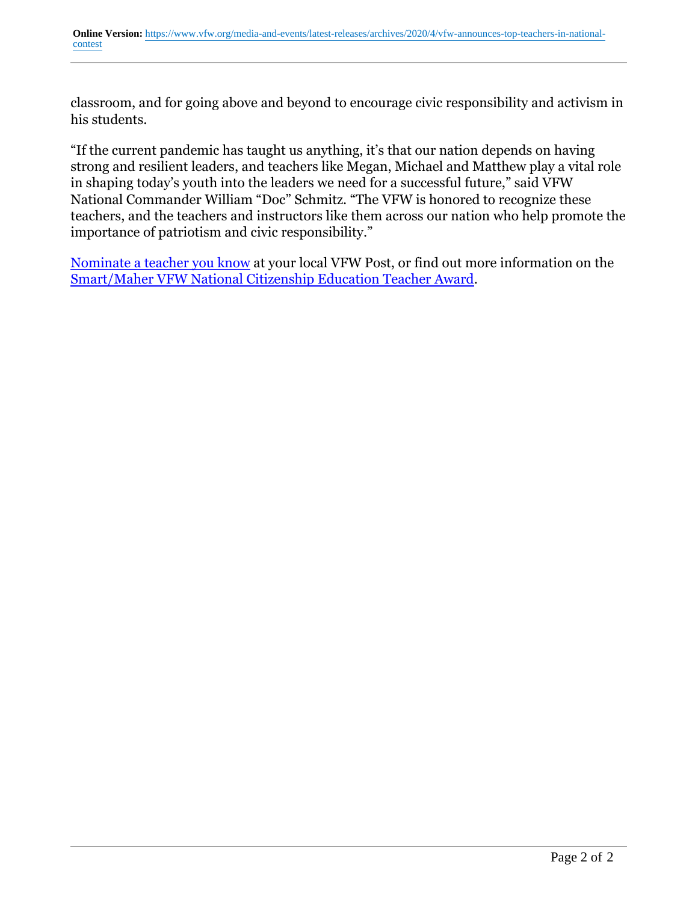classroom, and for going above and beyond to encourage civic responsibility and activism in his students.

"If the current pandemic has taught us anything, it's that our nation depends on having strong and resilient leaders, and teachers like Megan, Michael and Matthew play a vital role in shaping today's youth into the leaders we need for a successful future," said VFW National Commander William "Doc" Schmitz. "The VFW is honored to recognize these teachers, and the teachers and instructors like them across our nation who help promote the importance of patriotism and civic responsibility."

Nominate a teacher you know at your local VFW Post, or find out more information on the Smart/Maher VFW National Citizenship Education Teacher Award.